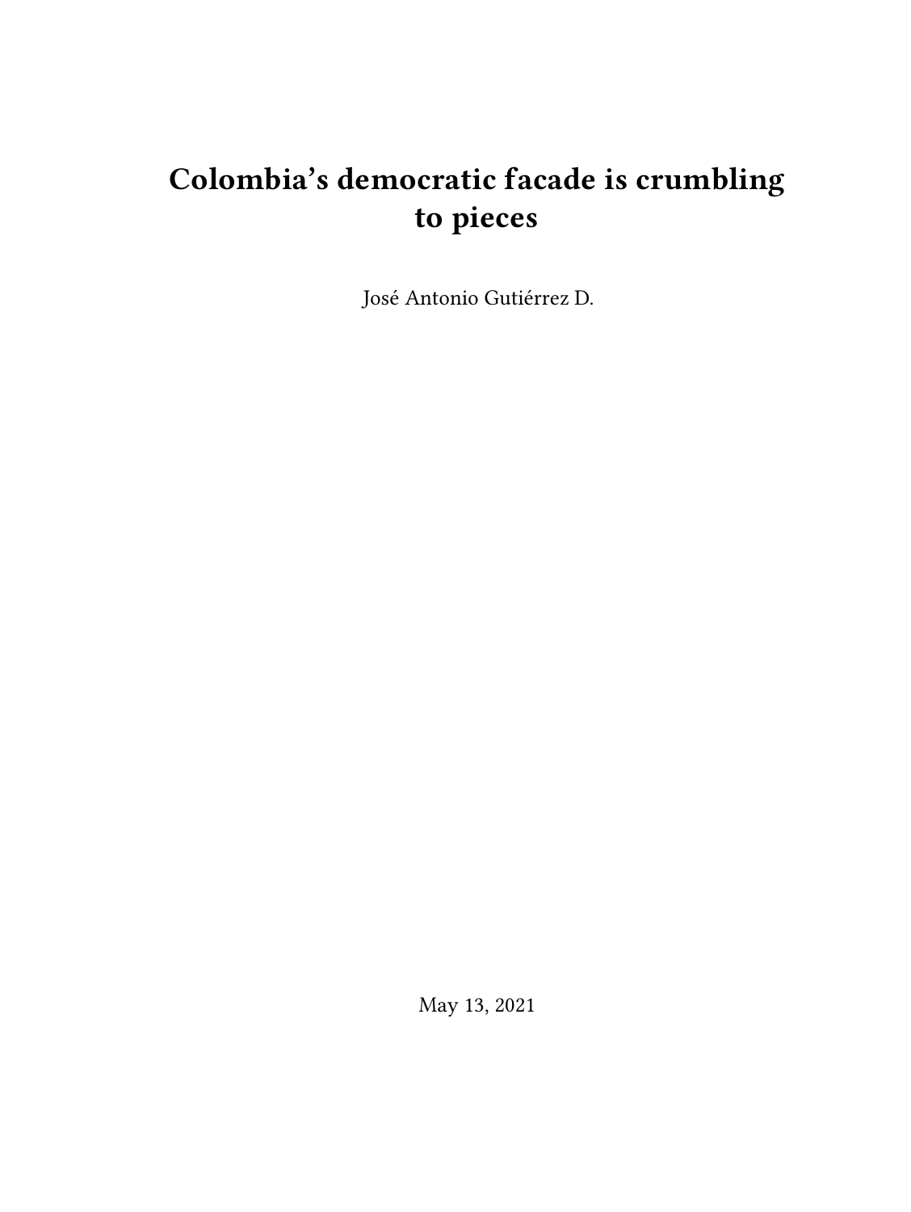# Colombia's democratic facade is crumbling to pieces

José Antonio Gutiérrez D.

May 13, 2021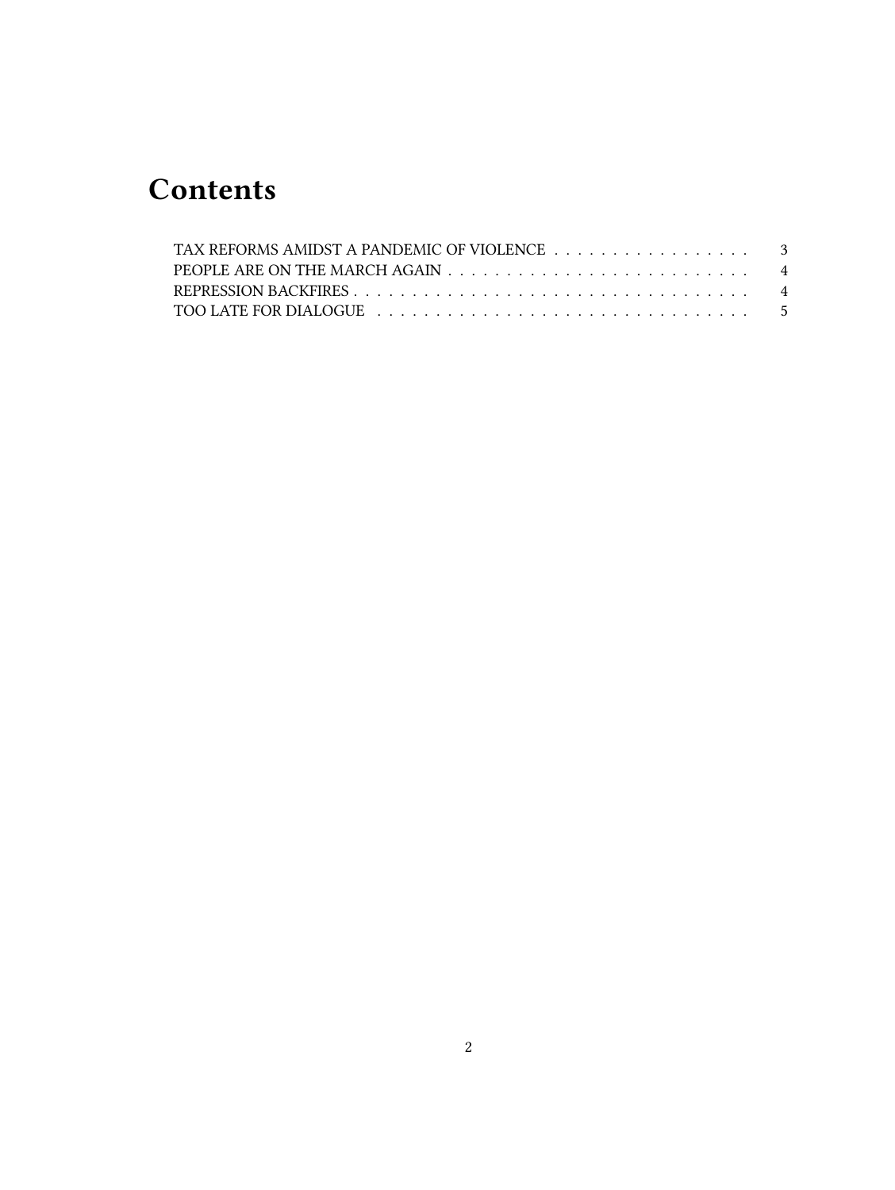# Contents

- TAX REFORMS AMIDST A PANDEMIC OF VIOLENCE . . . . . . . . . . . . . . . . . 3
- PEOPLE ARE ON THE MARCH AGAIN . . . . . . . . . . . . . . . . . . . . . . . . . . 4
- REPRESSION BACKFIRES . . . . . . . . . . . . . . . . . . . . . . . . . . . . . . . . . . 4
- TOO LATE FOR DIALOGUE . . . . . . . . . . . . . . . . . . . . . . . . . . . . . . . . . 5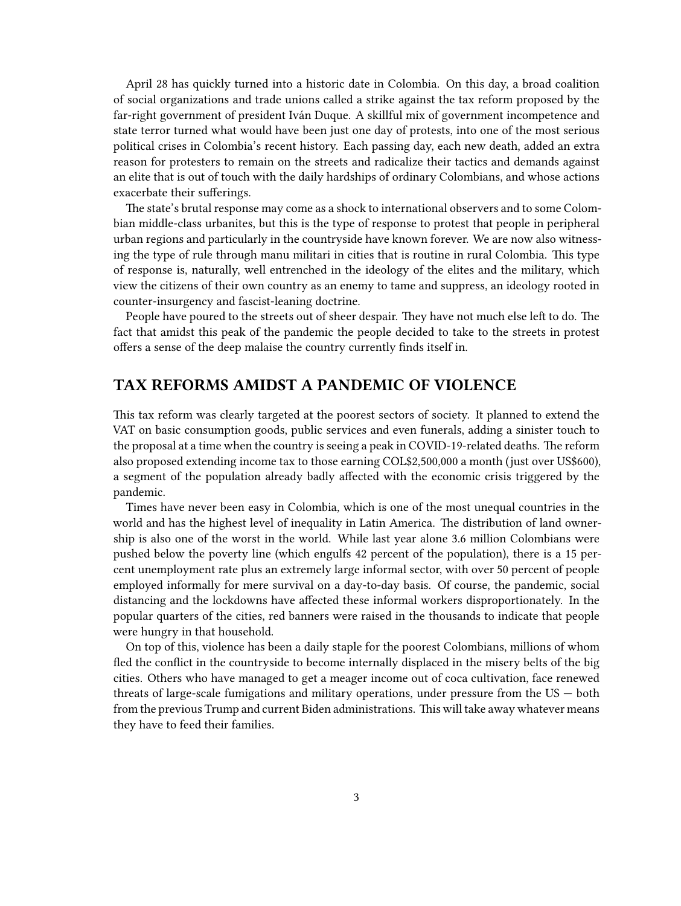April 28 has quickly turned into a historic date in Colombia. On this day, a broad coalition of social organizations and trade unions called a strike against the tax reform proposed by the far-right government of president Iván Duque. A skillful mix of government incompetence and state terror turned what would have been just one day of protests, into one of the most serious political crises in Colombia's recent history. Each passing day, each new death, added an extra reason for protesters to remain on the streets and radicalize their tactics and demands against an elite that is out of touch with the daily hardships of ordinary Colombians, and whose actions exacerbate their sufferings.

The state's brutal response may come as a shock to international observers and to some Colombian middle-class urbanites, but this is the type of response to protest that people in peripheral urban regions and particularly in the countryside have known forever. We are now also witnessing the type of rule through manu militari in cities that is routine in rural Colombia. This type of response is, naturally, well entrenched in the ideology of the elites and the military, which view the citizens of their own country as an enemy to tame and suppress, an ideology rooted in counter-insurgency and fascist-leaning doctrine.

People have poured to the streets out of sheer despair. They have not much else left to do. The fact that amidst this peak of the pandemic the people decided to take to the streets in protest offers a sense of the deep malaise the country currently finds itself in.

## TAX REFORMS AMIDST A PANDEMIC OF VIOLENCE

This tax reform was clearly targeted at the poorest sectors of society. It planned to extend the VAT on basic consumption goods, public services and even funerals, adding a sinister touch to the proposal at a time when the country is seeing a peak in COVID-19-related deaths. The reform also proposed extending income tax to those earning COL$2,500,000 a month (just over US$600), a segment of the population already badly affected with the economic crisis triggered by the pandemic.

Times have never been easy in Colombia, which is one of the most unequal countries in the world and has the highest level of inequality in Latin America. The distribution of land ownership is also one of the worst in the world. While last year alone 3.6 million Colombians were pushed below the poverty line (which engulfs 42 percent of the population), there is a 15 percent unemployment rate plus an extremely large informal sector, with over 50 percent of people employed informally for mere survival on a day-to-day basis. Of course, the pandemic, social distancing and the lockdowns have affected these informal workers disproportionately. In the popular quarters of the cities, red banners were raised in the thousands to indicate that people were hungry in that household.

On top of this, violence has been a daily staple for the poorest Colombians, millions of whom fled the conflict in the countryside to become internally displaced in the misery belts of the big cities. Others who have managed to get a meager income out of coca cultivation, face renewed threats of large-scale fumigations and military operations, under pressure from the US — both from the previous Trump and current Biden administrations. This will take away whatever means they have to feed their families.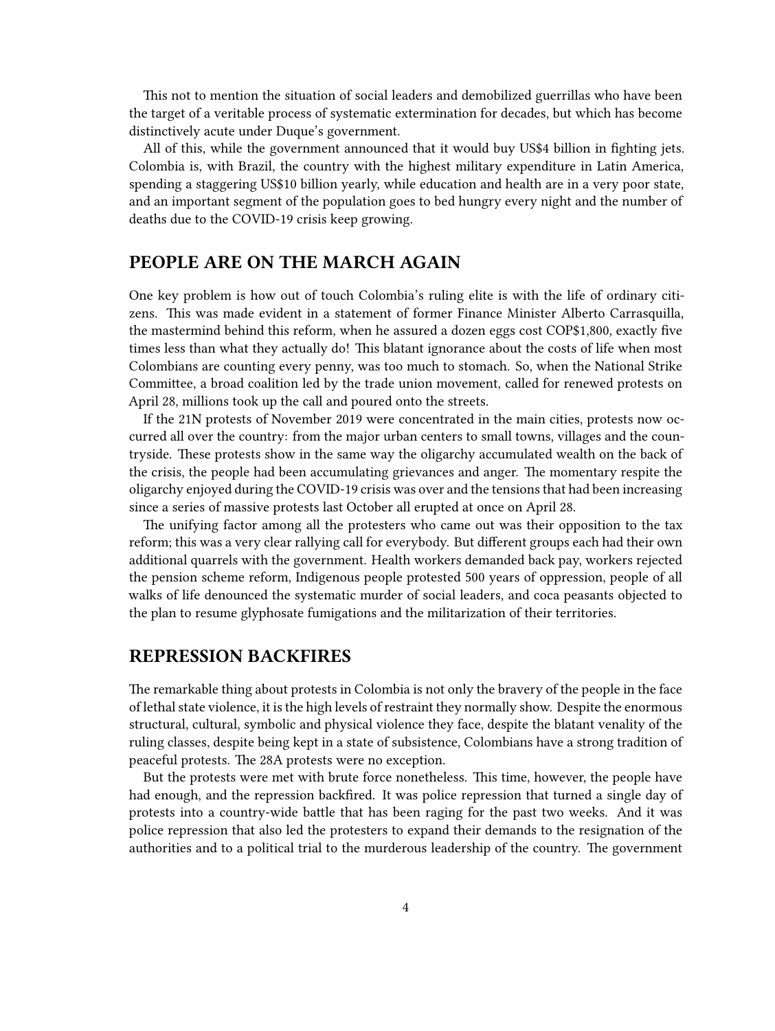This not to mention the situation of social leaders and demobilized guerrillas who have been the target of a veritable process of systematic extermination for decades, but which has become distinctively acute under Duque's government.

All of this, while the government announced that it would buy US$4 billion in fighting jets. Colombia is, with Brazil, the country with the highest military expenditure in Latin America, spending a staggering US$10 billion yearly, while education and health are in a very poor state, and an important segment of the population goes to bed hungry every night and the number of deaths due to the COVID-19 crisis keep growing.

## PEOPLE ARE ON THE MARCH AGAIN

One key problem is how out of touch Colombia's ruling elite is with the life of ordinary citizens. This was made evident in a statement of former Finance Minister Alberto Carrasquilla, the mastermind behind this reform, when he assured a dozen eggs cost COP$1,800, exactly five times less than what they actually do! This blatant ignorance about the costs of life when most Colombians are counting every penny, was too much to stomach. So, when the National Strike Committee, a broad coalition led by the trade union movement, called for renewed protests on April 28, millions took up the call and poured onto the streets.

If the 21N protests of November 2019 were concentrated in the main cities, protests now occurred all over the country: from the major urban centers to small towns, villages and the countryside. These protests show in the same way the oligarchy accumulated wealth on the back of the crisis, the people had been accumulating grievances and anger. The momentary respite the oligarchy enjoyed during the COVID-19 crisis was over and the tensions that had been increasing since a series of massive protests last October all erupted at once on April 28.

The unifying factor among all the protesters who came out was their opposition to the tax reform; this was a very clear rallying call for everybody. But different groups each had their own additional quarrels with the government. Health workers demanded back pay, workers rejected the pension scheme reform, Indigenous people protested 500 years of oppression, people of all walks of life denounced the systematic murder of social leaders, and coca peasants objected to the plan to resume glyphosate fumigations and the militarization of their territories.

## REPRESSION BACKFIRES

The remarkable thing about protests in Colombia is not only the bravery of the people in the face of lethal state violence, it is the high levels of restraint they normally show. Despite the enormous structural, cultural, symbolic and physical violence they face, despite the blatant venality of the ruling classes, despite being kept in a state of subsistence, Colombians have a strong tradition of peaceful protests. The 28A protests were no exception.

But the protests were met with brute force nonetheless. This time, however, the people have had enough, and the repression backfired. It was police repression that turned a single day of protests into a country-wide battle that has been raging for the past two weeks. And it was police repression that also led the protesters to expand their demands to the resignation of the authorities and to a political trial to the murderous leadership of the country. The government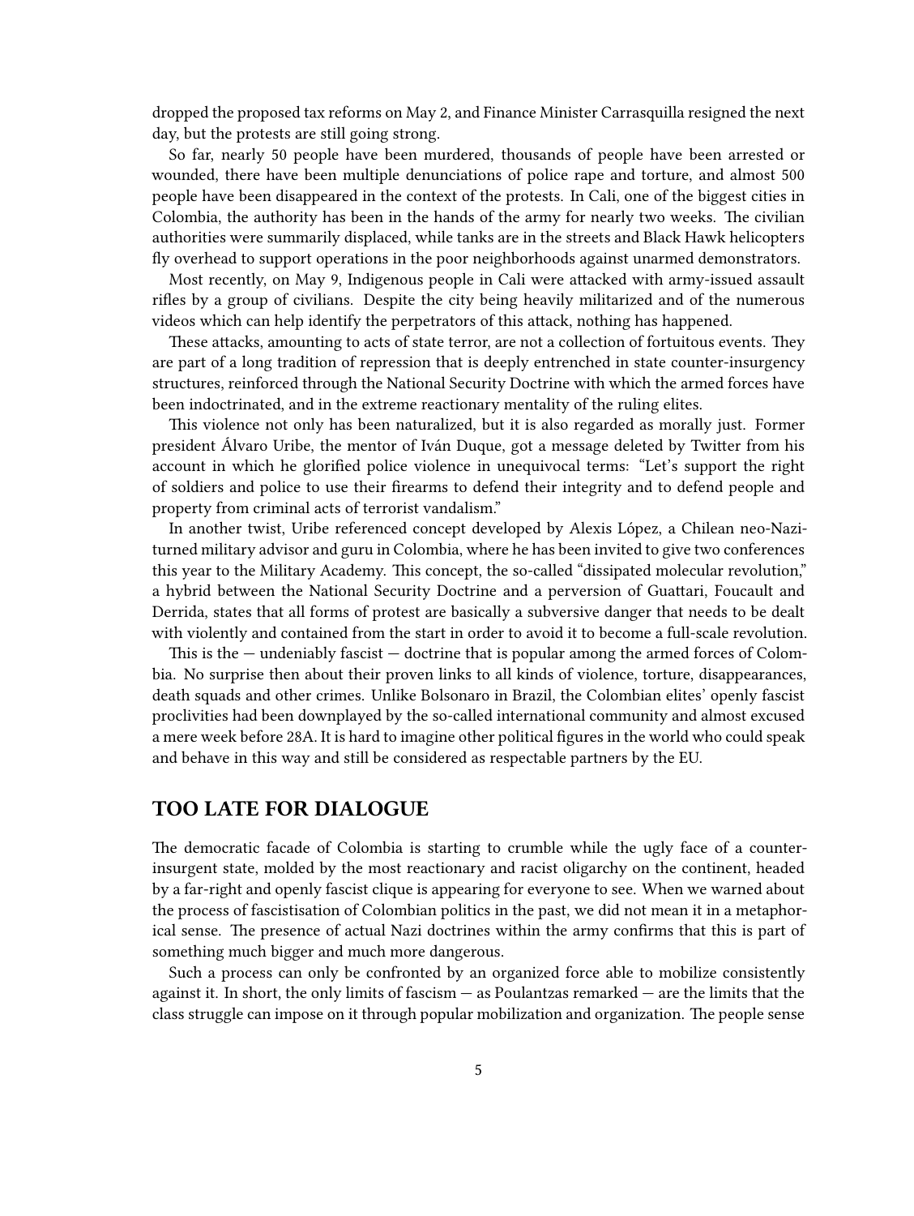dropped the proposed tax reforms on May 2, and Finance Minister Carrasquilla resigned the next day, but the protests are still going strong.

So far, nearly 50 people have been murdered, thousands of people have been arrested or wounded, there have been multiple denunciations of police rape and torture, and almost 500 people have been disappeared in the context of the protests. In Cali, one of the biggest cities in Colombia, the authority has been in the hands of the army for nearly two weeks. The civilian authorities were summarily displaced, while tanks are in the streets and Black Hawk helicopters fly overhead to support operations in the poor neighborhoods against unarmed demonstrators.

Most recently, on May 9, Indigenous people in Cali were attacked with army-issued assault rifles by a group of civilians. Despite the city being heavily militarized and of the numerous videos which can help identify the perpetrators of this attack, nothing has happened.

These attacks, amounting to acts of state terror, are not a collection of fortuitous events. They are part of a long tradition of repression that is deeply entrenched in state counter-insurgency structures, reinforced through the National Security Doctrine with which the armed forces have been indoctrinated, and in the extreme reactionary mentality of the ruling elites.

This violence not only has been naturalized, but it is also regarded as morally just. Former president Álvaro Uribe, the mentor of Iván Duque, got a message deleted by Twitter from his account in which he glorified police violence in unequivocal terms: "Let's support the right of soldiers and police to use their firearms to defend their integrity and to defend people and property from criminal acts of terrorist vandalism."

In another twist, Uribe referenced concept developed by Alexis López, a Chilean neo-Nazi-turned military advisor and guru in Colombia, where he has been invited to give two conferences this year to the Military Academy. This concept, the so-called "dissipated molecular revolution," a hybrid between the National Security Doctrine and a perversion of Guattari, Foucault and Derrida, states that all forms of protest are basically a subversive danger that needs to be dealt with violently and contained from the start in order to avoid it to become a full-scale revolution.

This is the — undeniably fascist — doctrine that is popular among the armed forces of Colombia. No surprise then about their proven links to all kinds of violence, torture, disappearances, death squads and other crimes. Unlike Bolsonaro in Brazil, the Colombian elites' openly fascist proclivities had been downplayed by the so-called international community and almost excused a mere week before 28A. It is hard to imagine other political figures in the world who could speak and behave in this way and still be considered as respectable partners by the EU.

## TOO LATE FOR DIALOGUE

The democratic facade of Colombia is starting to crumble while the ugly face of a counter-insurgent state, molded by the most reactionary and racist oligarchy on the continent, headed by a far-right and openly fascist clique is appearing for everyone to see. When we warned about the process of fascistisation of Colombian politics in the past, we did not mean it in a metaphorical sense. The presence of actual Nazi doctrines within the army confirms that this is part of something much bigger and much more dangerous.

Such a process can only be confronted by an organized force able to mobilize consistently against it. In short, the only limits of fascism — as Poulantzas remarked — are the limits that the class struggle can impose on it through popular mobilization and organization. The people sense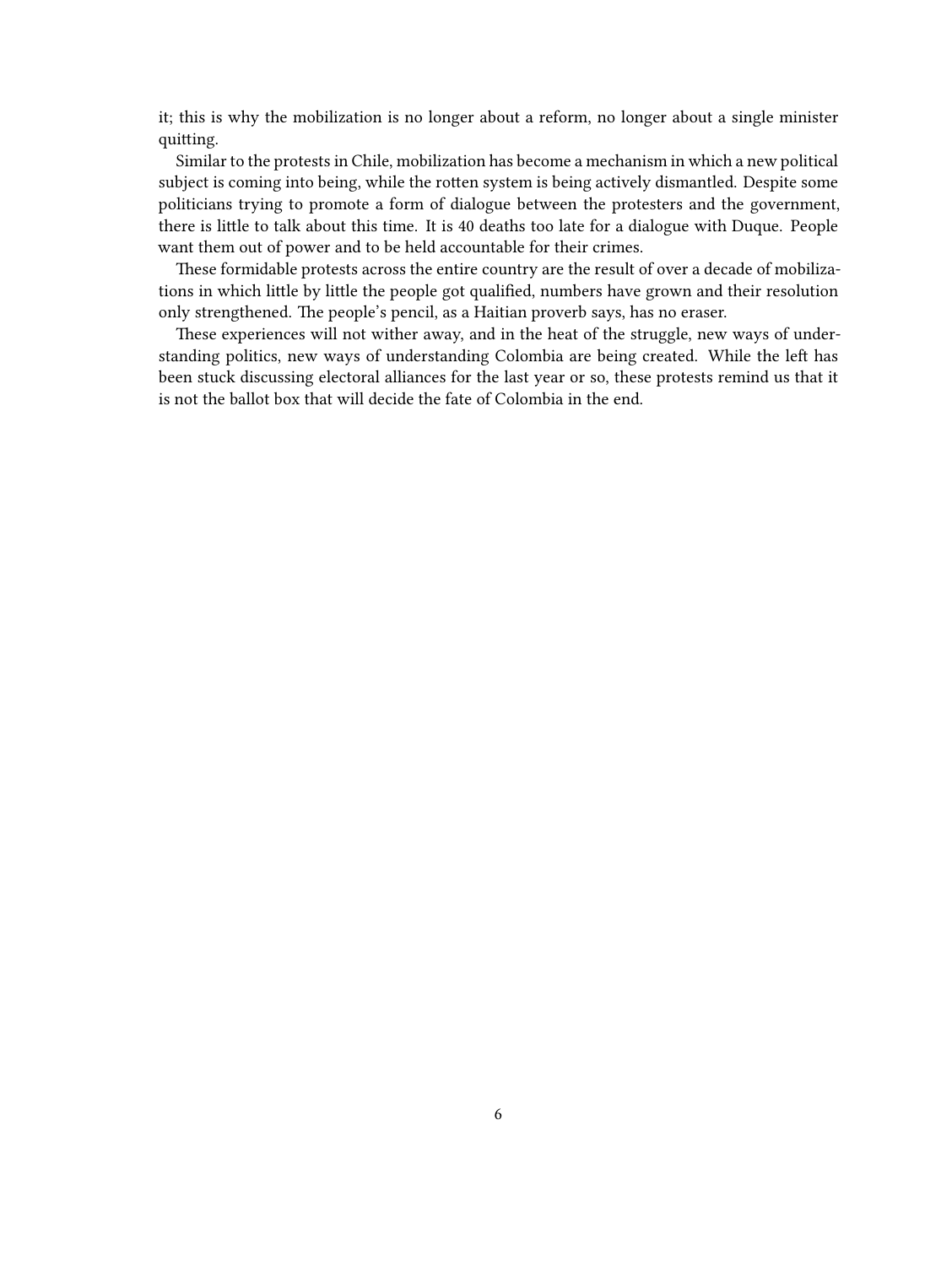it; this is why the mobilization is no longer about a reform, no longer about a single minister quitting.

Similar to the protests in Chile, mobilization has become a mechanism in which a new political subject is coming into being, while the rotten system is being actively dismantled. Despite some politicians trying to promote a form of dialogue between the protesters and the government, there is little to talk about this time. It is 40 deaths too late for a dialogue with Duque. People want them out of power and to be held accountable for their crimes.

These formidable protests across the entire country are the result of over a decade of mobilizations in which little by little the people got qualified, numbers have grown and their resolution only strengthened. The people's pencil, as a Haitian proverb says, has no eraser.

These experiences will not wither away, and in the heat of the struggle, new ways of understanding politics, new ways of understanding Colombia are being created. While the left has been stuck discussing electoral alliances for the last year or so, these protests remind us that it is not the ballot box that will decide the fate of Colombia in the end.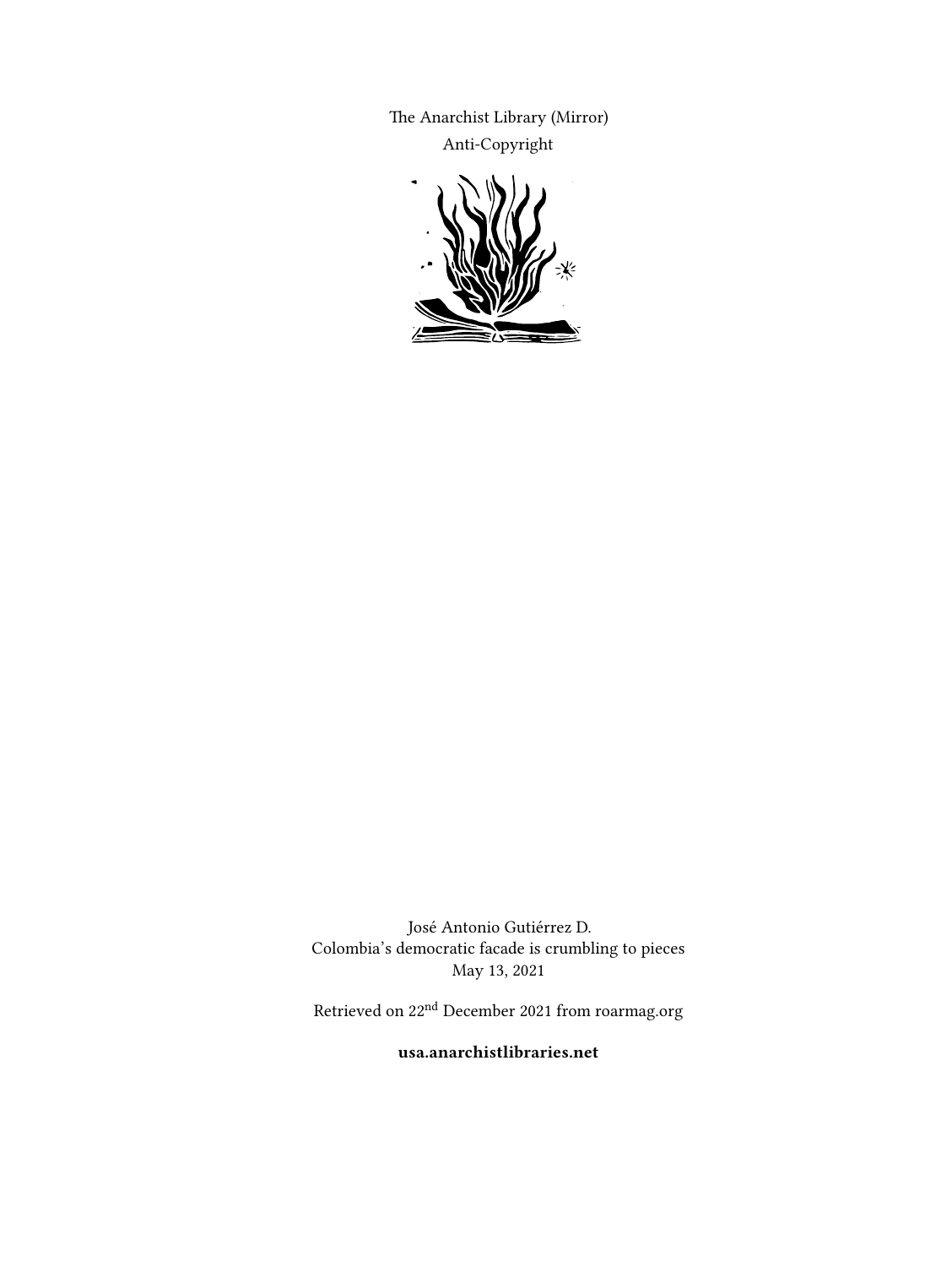The Anarchist Library (Mirror)
Anti-Copyright

José Antonio Gutiérrez D.
Colombia's democratic facade is crumbling to pieces
May 13, 2021

Retrieved on 22nd December 2021 from roarmag.org

**usa.anarchistlibraries.net**